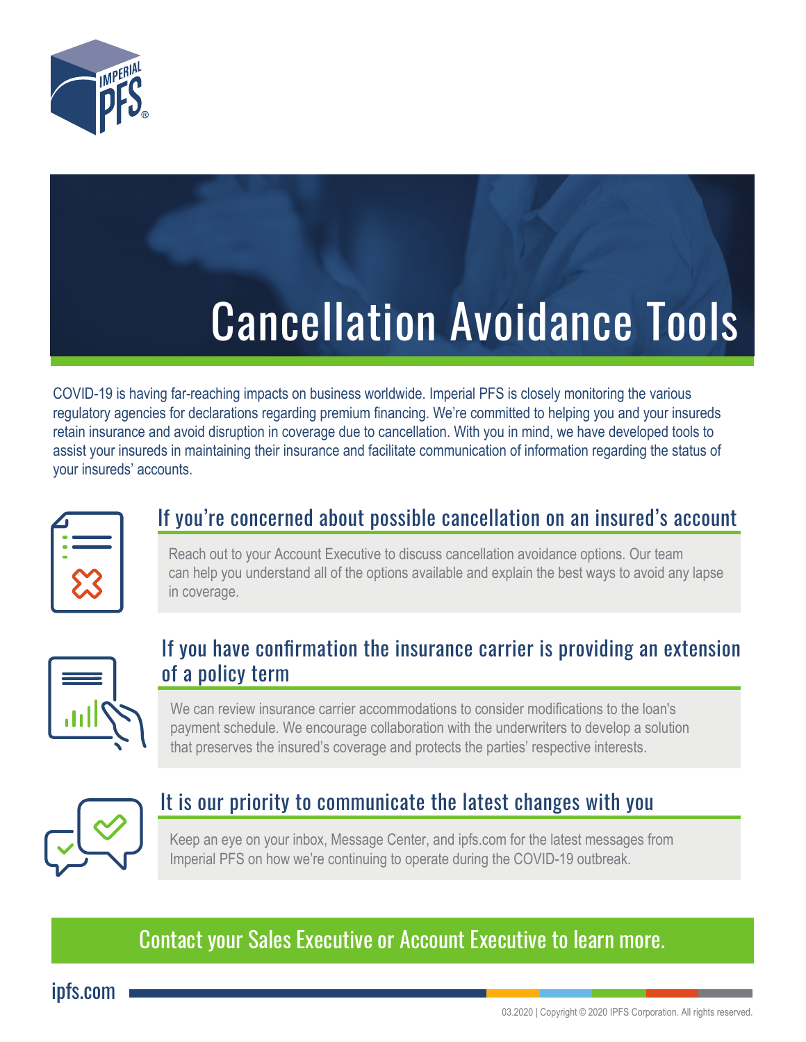# Cancellation Avoidance Tools

COVID-19 is having far-reaching impacts on business worldwide. Imperial PFS is closely monitoring the various regulatory agencies for declarations regarding premium financing. We're committed to helping you and your insureds retain insurance and avoid disruption in coverage due to cancellation. With you in mind, we have developed tools to assist your insureds in maintaining their insurance and facilitate communication of information regarding the status of your insureds' accounts.

## If you're concerned about possible cancellation on an insured's account

Reach out to your Account Executive to discuss cancellation avoidance options. Our team can help you understand all of the options available and explain the best ways to avoid any lapse in coverage.

## If you have confirmation the insurance carrier is providing an extension of a policy term

We can review insurance carrier accommodations to consider modifications to the loan's payment schedule. We encourage collaboration with the underwriters to develop a solution that preserves the insured's coverage and protects the parties' respective interests.

## It is our priority to communicate the latest changes with you

Keep an eye on your inbox, Message Center, and ipfs.com for the latest messages from Imperial PFS on how we're continuing to operate during the COVID-19 outbreak.

**Contact your Sales Executive or Account Executive to learn more.**

ipfs.com

03.2020 | Copyright © 2020 IPFS Corporation. All rights reserved.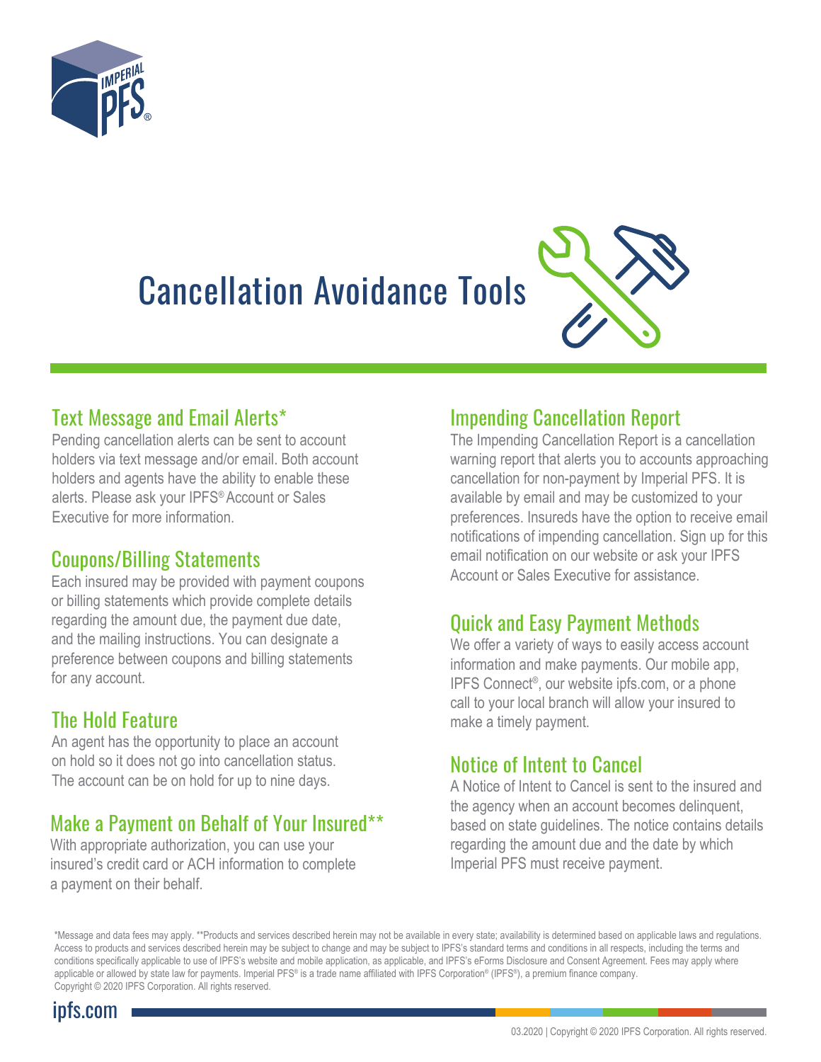# Cancellation Avoidance Tools

## Text Message and Email Alerts*

Pending cancellation alerts can be sent to account holders via text message and/or email. Both account holders and agents have the ability to enable these alerts. Please ask your IPFS® Account or Sales Executive for more information.

## Coupons/Billing Statements

Each insured may be provided with payment coupons or billing statements which provide complete details regarding the amount due, the payment due date, and the mailing instructions. You can designate a preference between coupons and billing statements for any account.

## The Hold Feature

An agent has the opportunity to place an account on hold so it does not go into cancellation status. The account can be on hold for up to nine days.

## Make a Payment on Behalf of Your Insured**

With appropriate authorization, you can use your insured's credit card or ACH information to complete a payment on their behalf.

## Impending Cancellation Report

The Impending Cancellation Report is a cancellation warning report that alerts you to accounts approaching cancellation for non-payment by Imperial PFS. It is available by email and may be customized to your preferences. Insureds have the option to receive email notifications of impending cancellation. Sign up for this email notification on our website or ask your IPFS Account or Sales Executive for assistance.

## Quick and Easy Payment Methods

We offer a variety of ways to easily access account information and make payments. Our mobile app, IPFS Connect®, our website ipfs.com, or a phone call to your local branch will allow your insured to make a timely payment.

## Notice of Intent to Cancel

A Notice of Intent to Cancel is sent to the insured and the agency when an account becomes delinquent, based on state guidelines. The notice contains details regarding the amount due and the date by which Imperial PFS must receive payment.

*Message and data fees may apply. **Products and services described herein may not be available in every state; availability is determined based on applicable laws and regulations. Access to products and services described herein may be subject to change and may be subject to IPFS's standard terms and conditions in all respects, including the terms and conditions specifically applicable to use of IPFS's website and mobile application, as applicable, and IPFS's eForms Disclosure and Consent Agreement. Fees may apply where applicable or allowed by state law for payments. Imperial PFS® is a trade name affiliated with IPFS Corporation® (IPFS®), a premium finance company.
Copyright © 2020 IPFS Corporation. All rights reserved.

ipfs.com

03.2020 | Copyright © 2020 IPFS Corporation. All rights reserved.